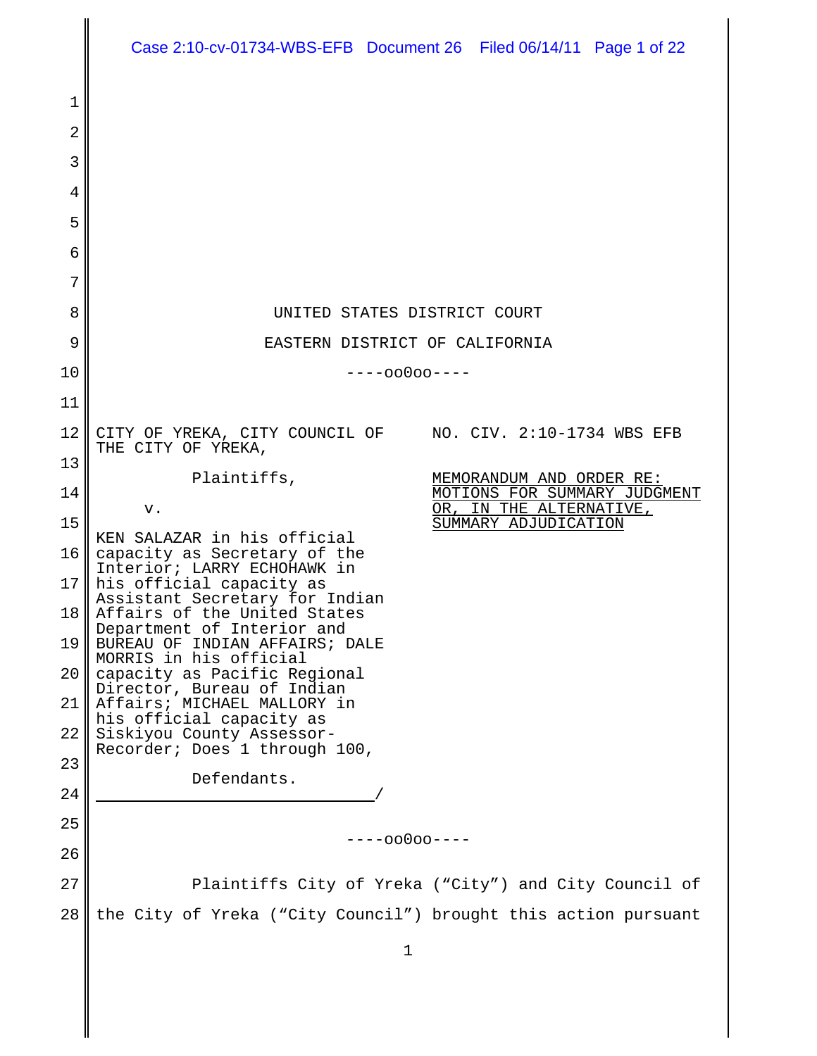UNITED STATES DISTRICT COURT

EASTERN DISTRICT OF CALIFORNIA

----oo0oo----

CITY OF YREKA, CITY COUNCIL OF THE CITY OF YREKA,

Plaintiffs,

v.

KEN SALAZAR in his official capacity as Secretary of the Interior; LARRY ECHOHAWK in his official capacity as Assistant Secretary for Indian Affairs of the United States Department of Interior and BUREAU OF INDIAN AFFAIRS; DALE MORRIS in his official capacity as Pacific Regional Director, Bureau of Indian Affairs; MICHAEL MALLORY in his official capacity as Siskiyou County Assessor-Recorder; Does 1 through 100,

Defendants.
_____________________________/

NO. CIV. 2:10-1734 WBS EFB

MEMORANDUM AND ORDER RE: MOTIONS FOR SUMMARY JUDGMENT OR, IN THE ALTERNATIVE, SUMMARY ADJUDICATION

----oo0oo----

Plaintiffs City of Yreka ("City") and City Council of the City of Yreka ("City Council") brought this action pursuant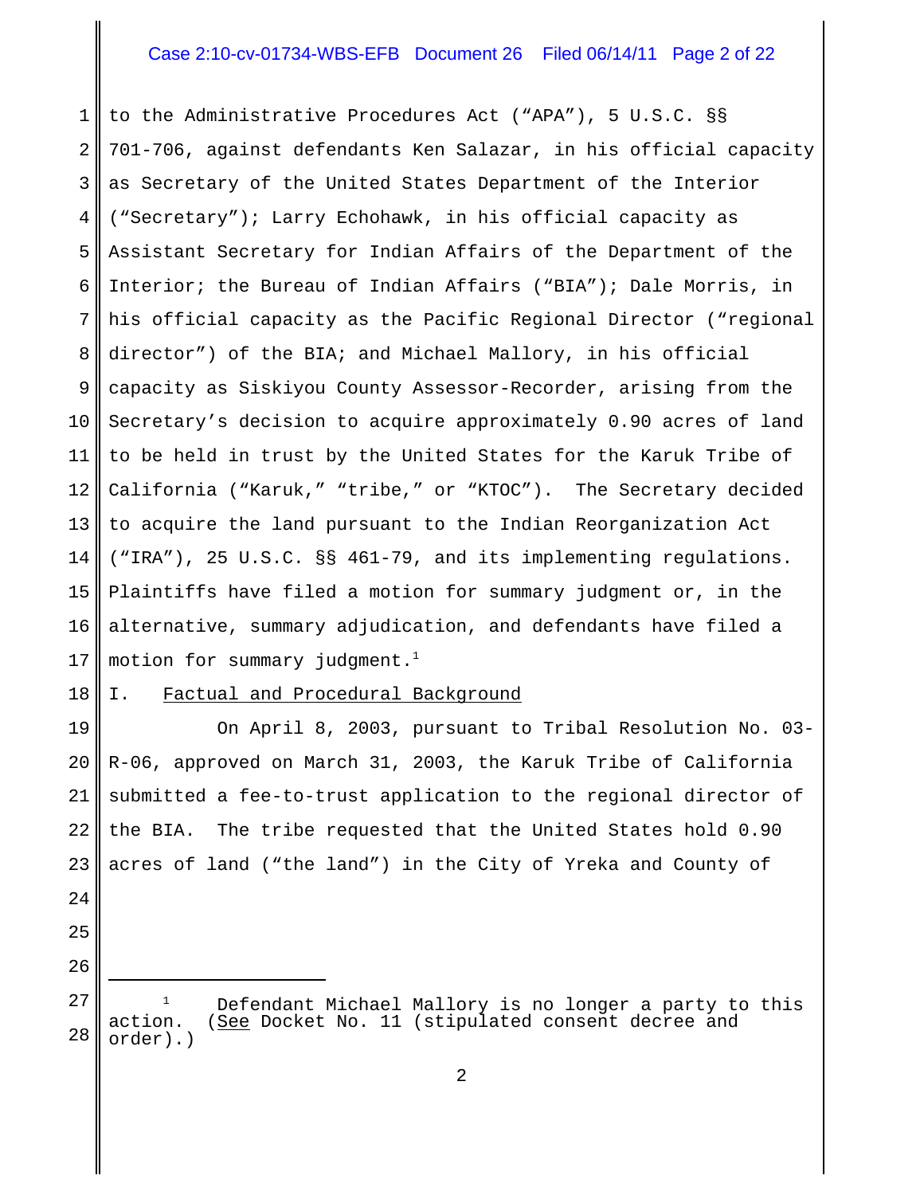to the Administrative Procedures Act ("APA"), 5 U.S.C. §§ 701-706, against defendants Ken Salazar, in his official capacity as Secretary of the United States Department of the Interior ("Secretary"); Larry Echohawk, in his official capacity as Assistant Secretary for Indian Affairs of the Department of the Interior; the Bureau of Indian Affairs ("BIA"); Dale Morris, in his official capacity as the Pacific Regional Director ("regional director") of the BIA; and Michael Mallory, in his official capacity as Siskiyou County Assessor-Recorder, arising from the Secretary's decision to acquire approximately 0.90 acres of land to be held in trust by the United States for the Karuk Tribe of California ("Karuk," "tribe," or "KTOC"). The Secretary decided to acquire the land pursuant to the Indian Reorganization Act ("IRA"), 25 U.S.C. §§ 461-79, and its implementing regulations. Plaintiffs have filed a motion for summary judgment or, in the alternative, summary adjudication, and defendants have filed a motion for summary judgment.[1]

I. Factual and Procedural Background

On April 8, 2003, pursuant to Tribal Resolution No. 03-R-06, approved on March 31, 2003, the Karuk Tribe of California submitted a fee-to-trust application to the regional director of the BIA. The tribe requested that the United States hold 0.90 acres of land ("the land") in the City of Yreka and County of

[1] Defendant Michael Mallory is no longer a party to this action. (See Docket No. 11 (stipulated consent decree and order).)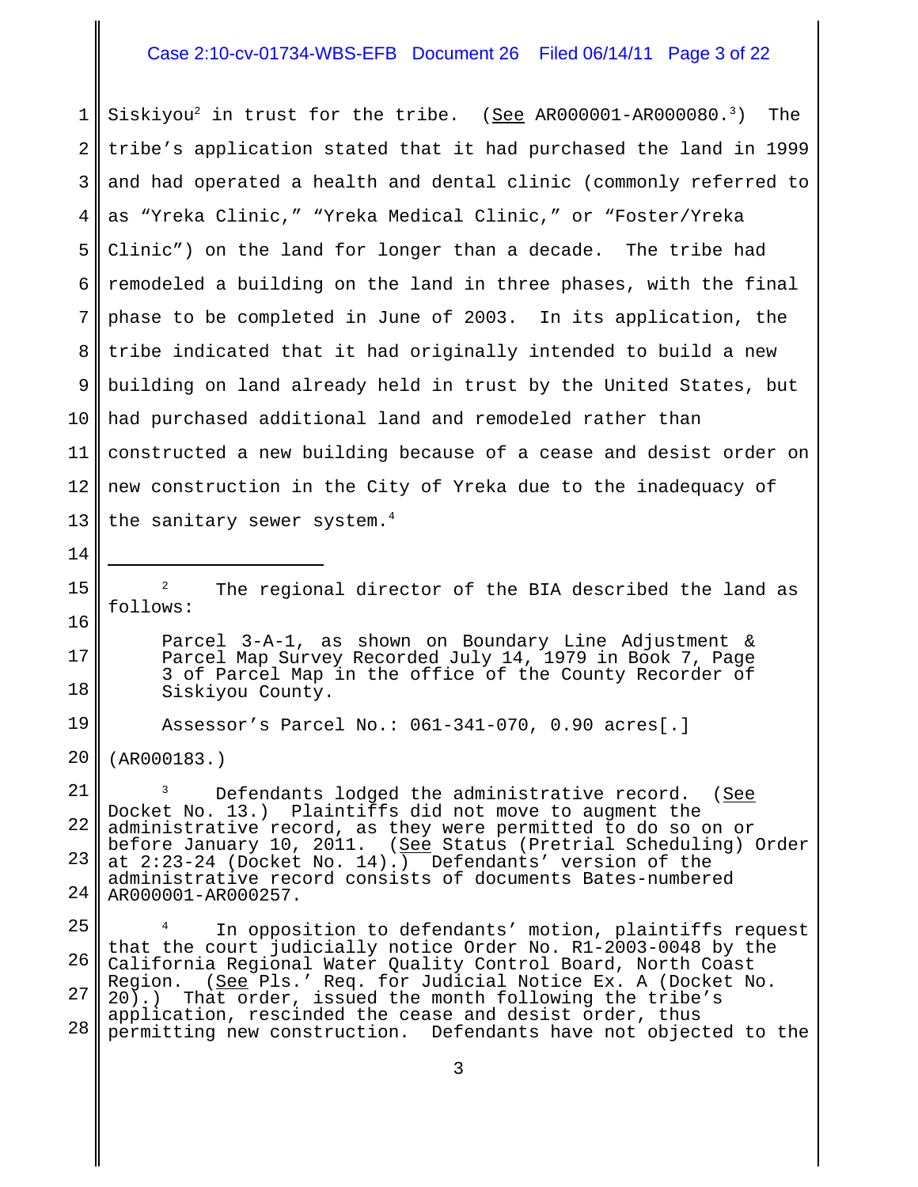Siskiyou[2] in trust for the tribe. (See AR000001-AR000080.[3]) The tribe's application stated that it had purchased the land in 1999 and had operated a health and dental clinic (commonly referred to as "Yreka Clinic," "Yreka Medical Clinic," or "Foster/Yreka Clinic") on the land for longer than a decade. The tribe had remodeled a building on the land in three phases, with the final phase to be completed in June of 2003. In its application, the tribe indicated that it had originally intended to build a new building on land already held in trust by the United States, but had purchased additional land and remodeled rather than constructed a new building because of a cease and desist order on new construction in the City of Yreka due to the inadequacy of the sanitary sewer system.[4]

---

[2] The regional director of the BIA described the land as follows:

> Parcel 3-A-1, as shown on Boundary Line Adjustment & Parcel Map Survey Recorded July 14, 1979 in Book 7, Page 3 of Parcel Map in the office of the County Recorder of Siskiyou County.
>
> Assessor's Parcel No.: 061-341-070, 0.90 acres[.]

(AR000183.)

[3] Defendants lodged the administrative record. (See Docket No. 13.) Plaintiffs did not move to augment the administrative record, as they were permitted to do so on or before January 10, 2011. (See Status (Pretrial Scheduling) Order at 2:23-24 (Docket No. 14).) Defendants' version of the administrative record consists of documents Bates-numbered AR000001-AR000257.

[4] In opposition to defendants' motion, plaintiffs request that the court judicially notice Order No. R1-2003-0048 by the California Regional Water Quality Control Board, North Coast Region. (See Pls.' Req. for Judicial Notice Ex. A (Docket No. 20).) That order, issued the month following the tribe's application, rescinded the cease and desist order, thus permitting new construction. Defendants have not objected to the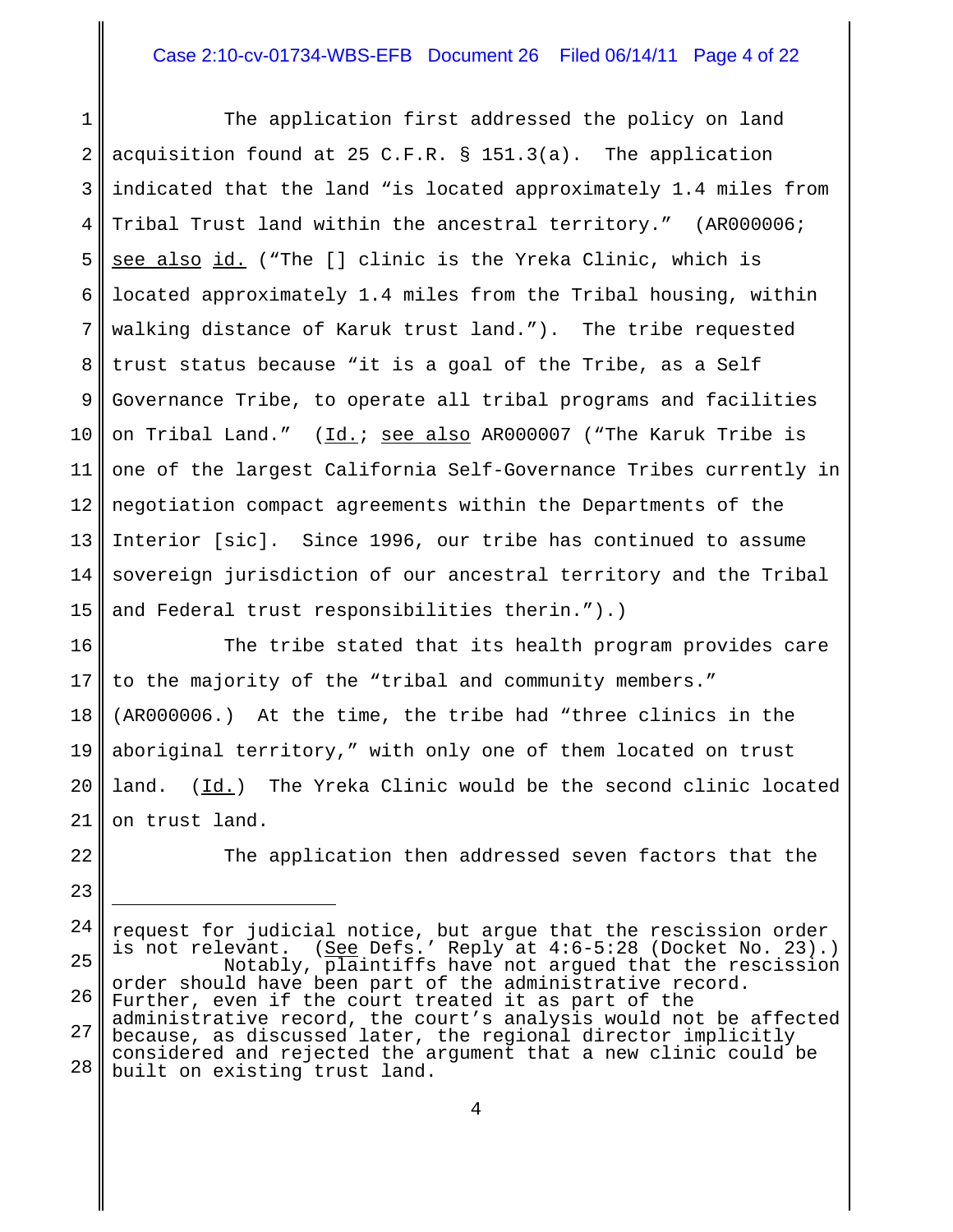The application first addressed the policy on land acquisition found at 25 C.F.R. § 151.3(a). The application indicated that the land "is located approximately 1.4 miles from Tribal Trust land within the ancestral territory." (AR000006; see also id. ("The [] clinic is the Yreka Clinic, which is located approximately 1.4 miles from the Tribal housing, within walking distance of Karuk trust land."). The tribe requested trust status because "it is a goal of the Tribe, as a Self Governance Tribe, to operate all tribal programs and facilities on Tribal Land." (Id.; see also AR000007 ("The Karuk Tribe is one of the largest California Self-Governance Tribes currently in negotiation compact agreements within the Departments of the Interior [sic]. Since 1996, our tribe has continued to assume sovereign jurisdiction of our ancestral territory and the Tribal and Federal trust responsibilities therin.").)

The tribe stated that its health program provides care to the majority of the "tribal and community members." (AR000006.) At the time, the tribe had "three clinics in the aboriginal territory," with only one of them located on trust land. (Id.) The Yreka Clinic would be the second clinic located on trust land.

The application then addressed seven factors that the

---

request for judicial notice, but argue that the rescission order is not relevant. (See Defs.' Reply at 4:6-5:28 (Docket No. 23).) Notably, plaintiffs have not argued that the rescission order should have been part of the administrative record. Further, even if the court treated it as part of the administrative record, the court's analysis would not be affected because, as discussed later, the regional director implicitly considered and rejected the argument that a new clinic could be built on existing trust land.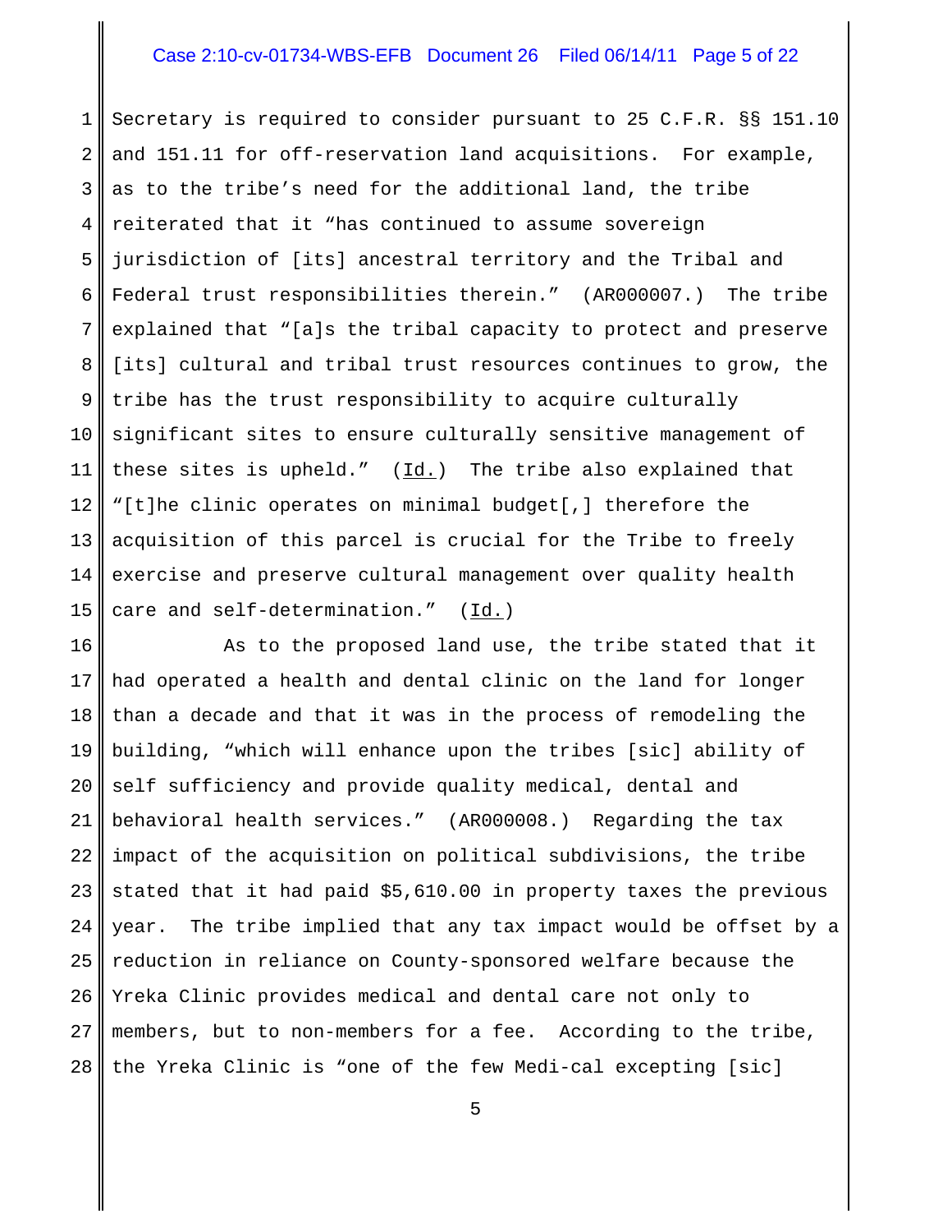Secretary is required to consider pursuant to 25 C.F.R. §§ 151.10 and 151.11 for off-reservation land acquisitions. For example, as to the tribe's need for the additional land, the tribe reiterated that it "has continued to assume sovereign jurisdiction of [its] ancestral territory and the Tribal and Federal trust responsibilities therein." (AR000007.) The tribe explained that "[a]s the tribal capacity to protect and preserve [its] cultural and tribal trust resources continues to grow, the tribe has the trust responsibility to acquire culturally significant sites to ensure culturally sensitive management of these sites is upheld." (Id.) The tribe also explained that "[t]he clinic operates on minimal budget[,] therefore the acquisition of this parcel is crucial for the Tribe to freely exercise and preserve cultural management over quality health care and self-determination." (Id.)

As to the proposed land use, the tribe stated that it had operated a health and dental clinic on the land for longer than a decade and that it was in the process of remodeling the building, "which will enhance upon the tribes [sic] ability of self sufficiency and provide quality medical, dental and behavioral health services." (AR000008.) Regarding the tax impact of the acquisition on political subdivisions, the tribe stated that it had paid $5,610.00 in property taxes the previous year. The tribe implied that any tax impact would be offset by a reduction in reliance on County-sponsored welfare because the Yreka Clinic provides medical and dental care not only to members, but to non-members for a fee. According to the tribe, the Yreka Clinic is "one of the few Medi-cal excepting [sic]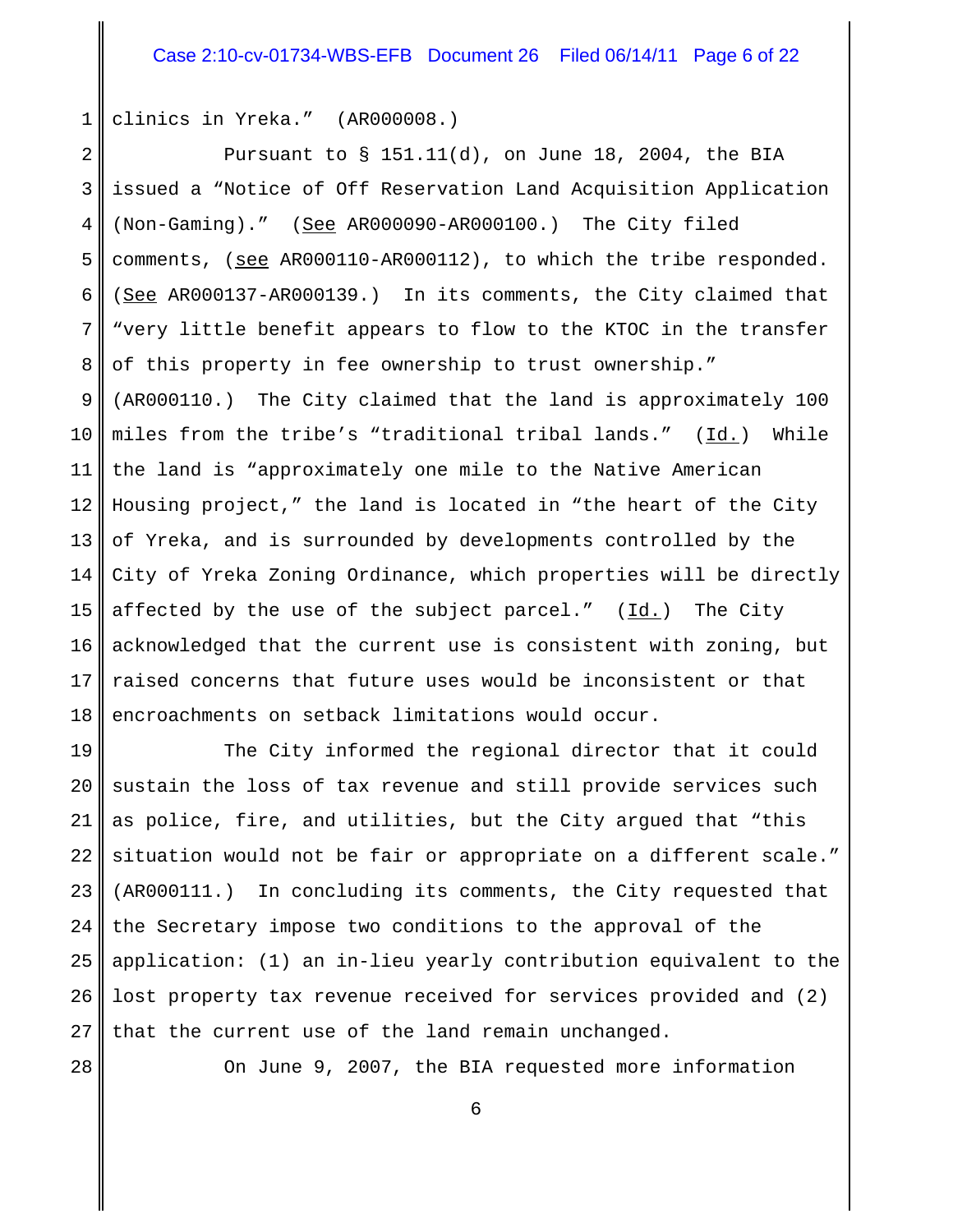clinics in Yreka." (AR000008.)

Pursuant to § 151.11(d), on June 18, 2004, the BIA issued a "Notice of Off Reservation Land Acquisition Application (Non-Gaming)." (See AR000090-AR000100.) The City filed comments, (see AR000110-AR000112), to which the tribe responded. (See AR000137-AR000139.) In its comments, the City claimed that "very little benefit appears to flow to the KTOC in the transfer of this property in fee ownership to trust ownership." (AR000110.) The City claimed that the land is approximately 100 miles from the tribe's "traditional tribal lands." (Id.) While the land is "approximately one mile to the Native American Housing project," the land is located in "the heart of the City of Yreka, and is surrounded by developments controlled by the City of Yreka Zoning Ordinance, which properties will be directly affected by the use of the subject parcel." (Id.) The City acknowledged that the current use is consistent with zoning, but raised concerns that future uses would be inconsistent or that encroachments on setback limitations would occur.

The City informed the regional director that it could sustain the loss of tax revenue and still provide services such as police, fire, and utilities, but the City argued that "this situation would not be fair or appropriate on a different scale." (AR000111.) In concluding its comments, the City requested that the Secretary impose two conditions to the approval of the application: (1) an in-lieu yearly contribution equivalent to the lost property tax revenue received for services provided and (2) that the current use of the land remain unchanged.

On June 9, 2007, the BIA requested more information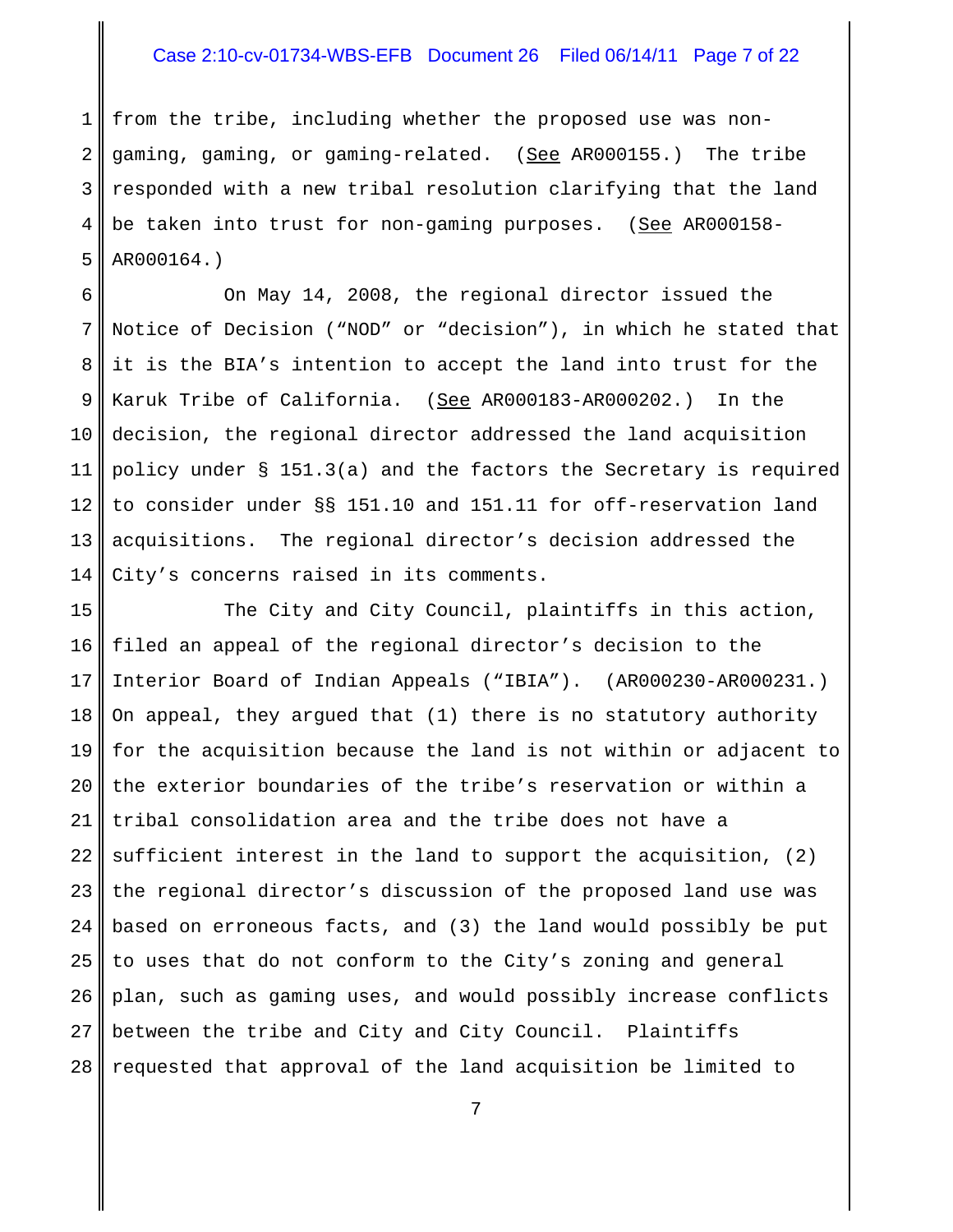from the tribe, including whether the proposed use was non-gaming, gaming, or gaming-related. (See AR000155.) The tribe responded with a new tribal resolution clarifying that the land be taken into trust for non-gaming purposes. (See AR000158-AR000164.)

On May 14, 2008, the regional director issued the Notice of Decision ("NOD" or "decision"), in which he stated that it is the BIA's intention to accept the land into trust for the Karuk Tribe of California. (See AR000183-AR000202.) In the decision, the regional director addressed the land acquisition policy under § 151.3(a) and the factors the Secretary is required to consider under §§ 151.10 and 151.11 for off-reservation land acquisitions. The regional director's decision addressed the City's concerns raised in its comments.

The City and City Council, plaintiffs in this action, filed an appeal of the regional director's decision to the Interior Board of Indian Appeals ("IBIA"). (AR000230-AR000231.) On appeal, they argued that (1) there is no statutory authority for the acquisition because the land is not within or adjacent to the exterior boundaries of the tribe's reservation or within a tribal consolidation area and the tribe does not have a sufficient interest in the land to support the acquisition, (2) the regional director's discussion of the proposed land use was based on erroneous facts, and (3) the land would possibly be put to uses that do not conform to the City's zoning and general plan, such as gaming uses, and would possibly increase conflicts between the tribe and City and City Council. Plaintiffs requested that approval of the land acquisition be limited to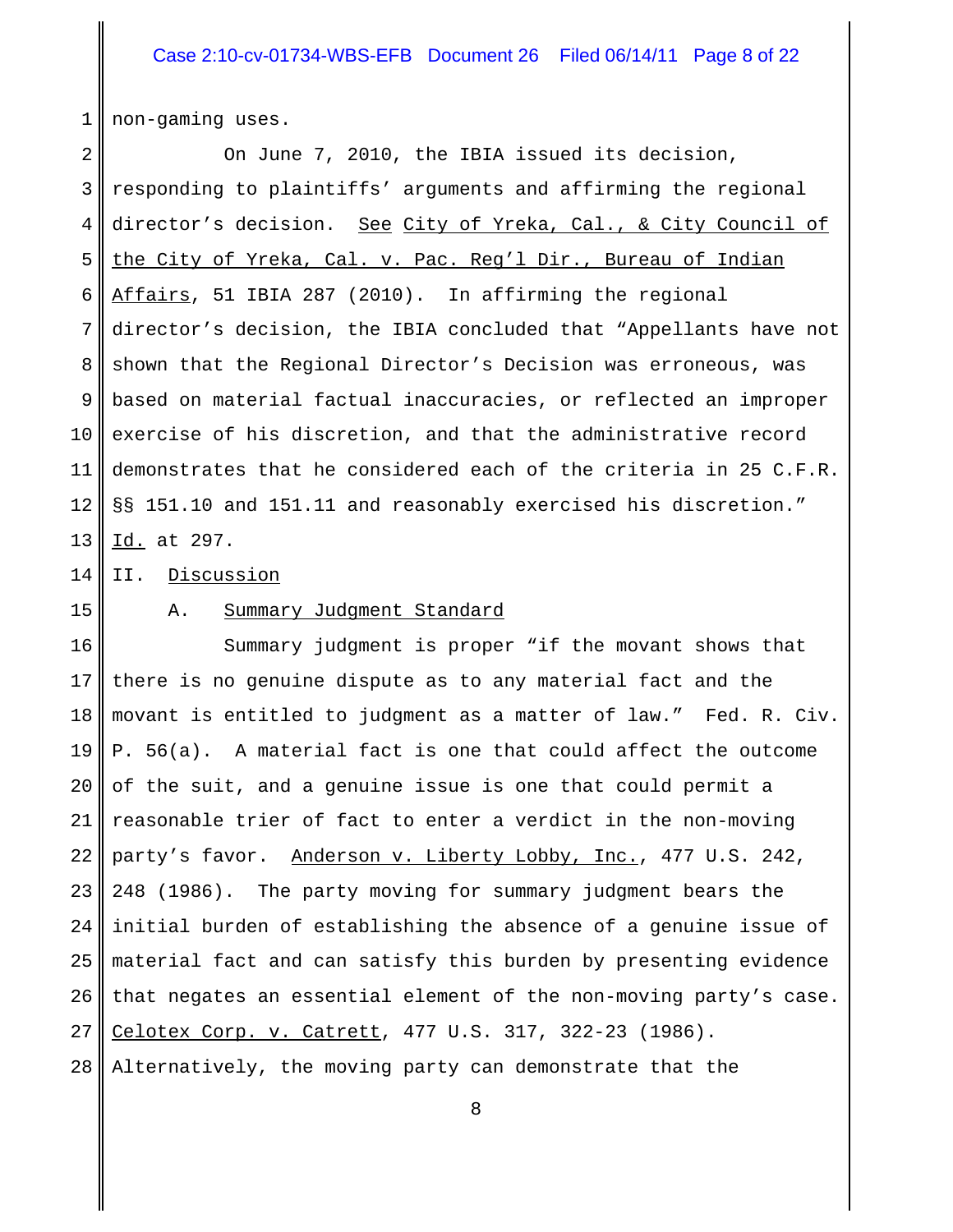non-gaming uses.

On June 7, 2010, the IBIA issued its decision, responding to plaintiffs' arguments and affirming the regional director's decision. See City of Yreka, Cal., & City Council of the City of Yreka, Cal. v. Pac. Reg'l Dir., Bureau of Indian Affairs, 51 IBIA 287 (2010). In affirming the regional director's decision, the IBIA concluded that "Appellants have not shown that the Regional Director's Decision was erroneous, was based on material factual inaccuracies, or reflected an improper exercise of his discretion, and that the administrative record demonstrates that he considered each of the criteria in 25 C.F.R. §§ 151.10 and 151.11 and reasonably exercised his discretion." Id. at 297.

## II. Discussion

### A. Summary Judgment Standard

Summary judgment is proper "if the movant shows that there is no genuine dispute as to any material fact and the movant is entitled to judgment as a matter of law." Fed. R. Civ. P. 56(a). A material fact is one that could affect the outcome of the suit, and a genuine issue is one that could permit a reasonable trier of fact to enter a verdict in the non-moving party's favor. Anderson v. Liberty Lobby, Inc., 477 U.S. 242, 248 (1986). The party moving for summary judgment bears the initial burden of establishing the absence of a genuine issue of material fact and can satisfy this burden by presenting evidence that negates an essential element of the non-moving party's case. Celotex Corp. v. Catrett, 477 U.S. 317, 322-23 (1986). Alternatively, the moving party can demonstrate that the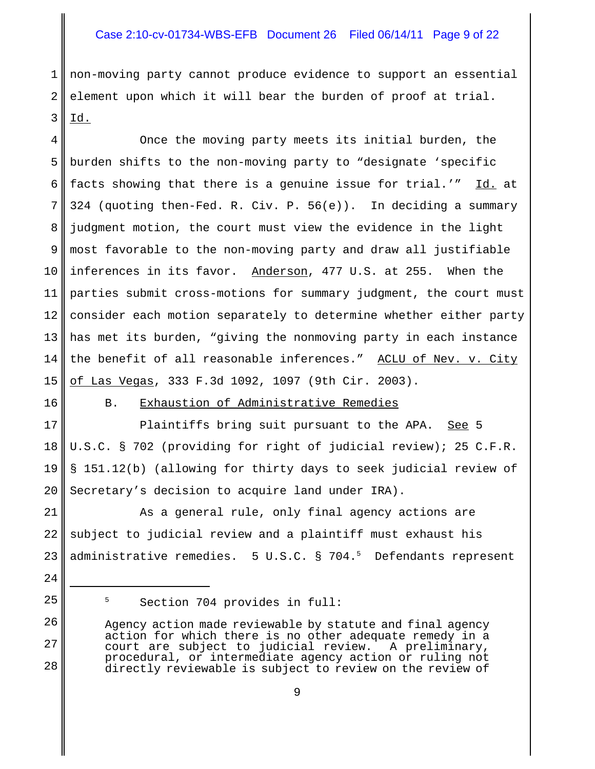non-moving party cannot produce evidence to support an essential element upon which it will bear the burden of proof at trial. Id.

Once the moving party meets its initial burden, the burden shifts to the non-moving party to "designate 'specific facts showing that there is a genuine issue for trial.'" Id. at 324 (quoting then-Fed. R. Civ. P. 56(e)). In deciding a summary judgment motion, the court must view the evidence in the light most favorable to the non-moving party and draw all justifiable inferences in its favor. Anderson, 477 U.S. at 255. When the parties submit cross-motions for summary judgment, the court must consider each motion separately to determine whether either party has met its burden, "giving the nonmoving party in each instance the benefit of all reasonable inferences." ACLU of Nev. v. City of Las Vegas, 333 F.3d 1092, 1097 (9th Cir. 2003).

B. Exhaustion of Administrative Remedies

Plaintiffs bring suit pursuant to the APA. See 5 U.S.C. § 702 (providing for right of judicial review); 25 C.F.R. § 151.12(b) (allowing for thirty days to seek judicial review of Secretary's decision to acquire land under IRA).

As a general rule, only final agency actions are subject to judicial review and a plaintiff must exhaust his administrative remedies. 5 U.S.C. § 704.[5] Defendants represent

---

[5] Section 704 provides in full:

> Agency action made reviewable by statute and final agency action for which there is no other adequate remedy in a court are subject to judicial review. A preliminary, procedural, or intermediate agency action or ruling not directly reviewable is subject to review on the review of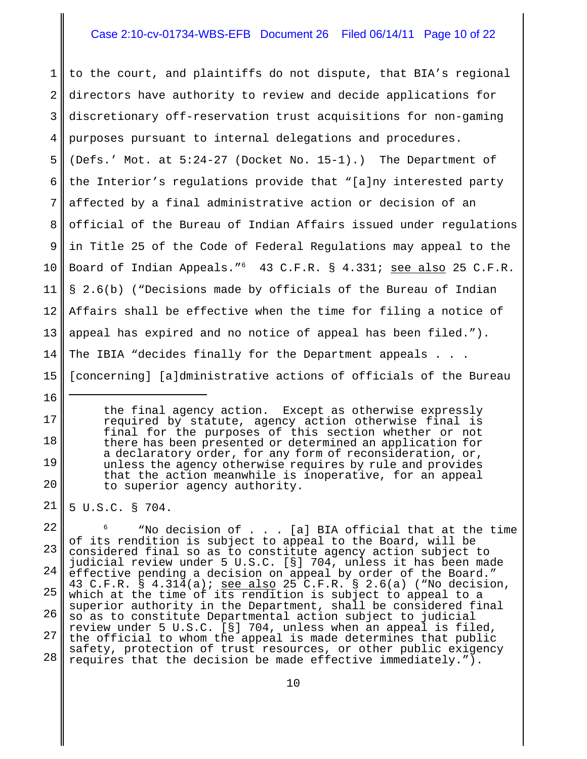to the court, and plaintiffs do not dispute, that BIA's regional directors have authority to review and decide applications for discretionary off-reservation trust acquisitions for non-gaming purposes pursuant to internal delegations and procedures. (Defs.' Mot. at 5:24-27 (Docket No. 15-1).) The Department of the Interior's regulations provide that "[a]ny interested party affected by a final administrative action or decision of an official of the Bureau of Indian Affairs issued under regulations in Title 25 of the Code of Federal Regulations may appeal to the Board of Indian Appeals."[6] 43 C.F.R. § 4.331; see also 25 C.F.R. § 2.6(b) ("Decisions made by officials of the Bureau of Indian Affairs shall be effective when the time for filing a notice of appeal has expired and no notice of appeal has been filed."). The IBIA "decides finally for the Department appeals . . . [concerning] [a]dministrative actions of officials of the Bureau

---

> the final agency action. Except as otherwise expressly required by statute, agency action otherwise final is final for the purposes of this section whether or not there has been presented or determined an application for a declaratory order, for any form of reconsideration, or, unless the agency otherwise requires by rule and provides that the action meanwhile is inoperative, for an appeal to superior agency authority.

5 U.S.C. § 704.

[6] "No decision of . . . [a] BIA official that at the time of its rendition is subject to appeal to the Board, will be considered final so as to constitute agency action subject to judicial review under 5 U.S.C. [§] 704, unless it has been made effective pending a decision on appeal by order of the Board." 43 C.F.R. § 4.314(a); see also 25 C.F.R. § 2.6(a) ("No decision, which at the time of its rendition is subject to appeal to a superior authority in the Department, shall be considered final so as to constitute Departmental action subject to judicial review under 5 U.S.C. [§] 704, unless when an appeal is filed, the official to whom the appeal is made determines that public safety, protection of trust resources, or other public exigency requires that the decision be made effective immediately.").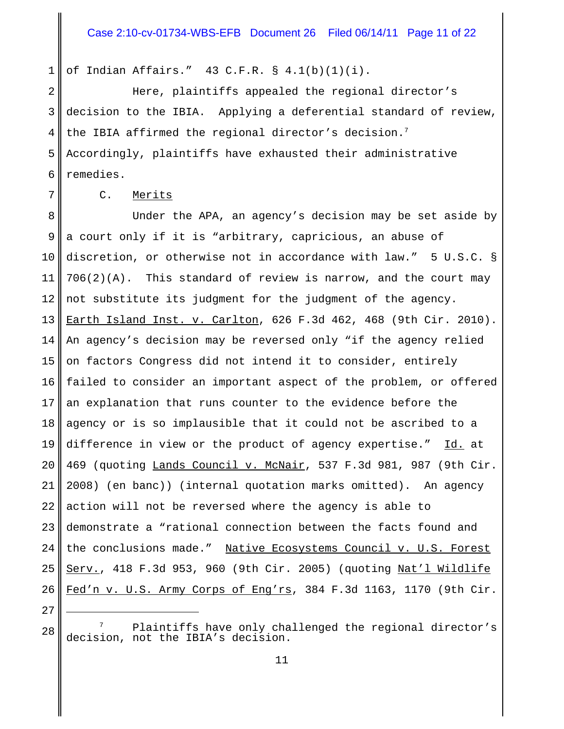of Indian Affairs." 43 C.F.R. § 4.1(b)(1)(i).

Here, plaintiffs appealed the regional director's decision to the IBIA. Applying a deferential standard of review, the IBIA affirmed the regional director's decision.[7] Accordingly, plaintiffs have exhausted their administrative remedies.

C. Merits

Under the APA, an agency's decision may be set aside by a court only if it is "arbitrary, capricious, an abuse of discretion, or otherwise not in accordance with law." 5 U.S.C. § 706(2)(A). This standard of review is narrow, and the court may not substitute its judgment for the judgment of the agency. Earth Island Inst. v. Carlton, 626 F.3d 462, 468 (9th Cir. 2010). An agency's decision may be reversed only "if the agency relied on factors Congress did not intend it to consider, entirely failed to consider an important aspect of the problem, or offered an explanation that runs counter to the evidence before the agency or is so implausible that it could not be ascribed to a difference in view or the product of agency expertise." Id. at 469 (quoting Lands Council v. McNair, 537 F.3d 981, 987 (9th Cir. 2008) (en banc)) (internal quotation marks omitted). An agency action will not be reversed where the agency is able to demonstrate a "rational connection between the facts found and the conclusions made." Native Ecosystems Council v. U.S. Forest Serv., 418 F.3d 953, 960 (9th Cir. 2005) (quoting Nat'l Wildlife Fed'n v. U.S. Army Corps of Eng'rs, 384 F.3d 1163, 1170 (9th Cir.

---

[7] Plaintiffs have only challenged the regional director's decision, not the IBIA's decision.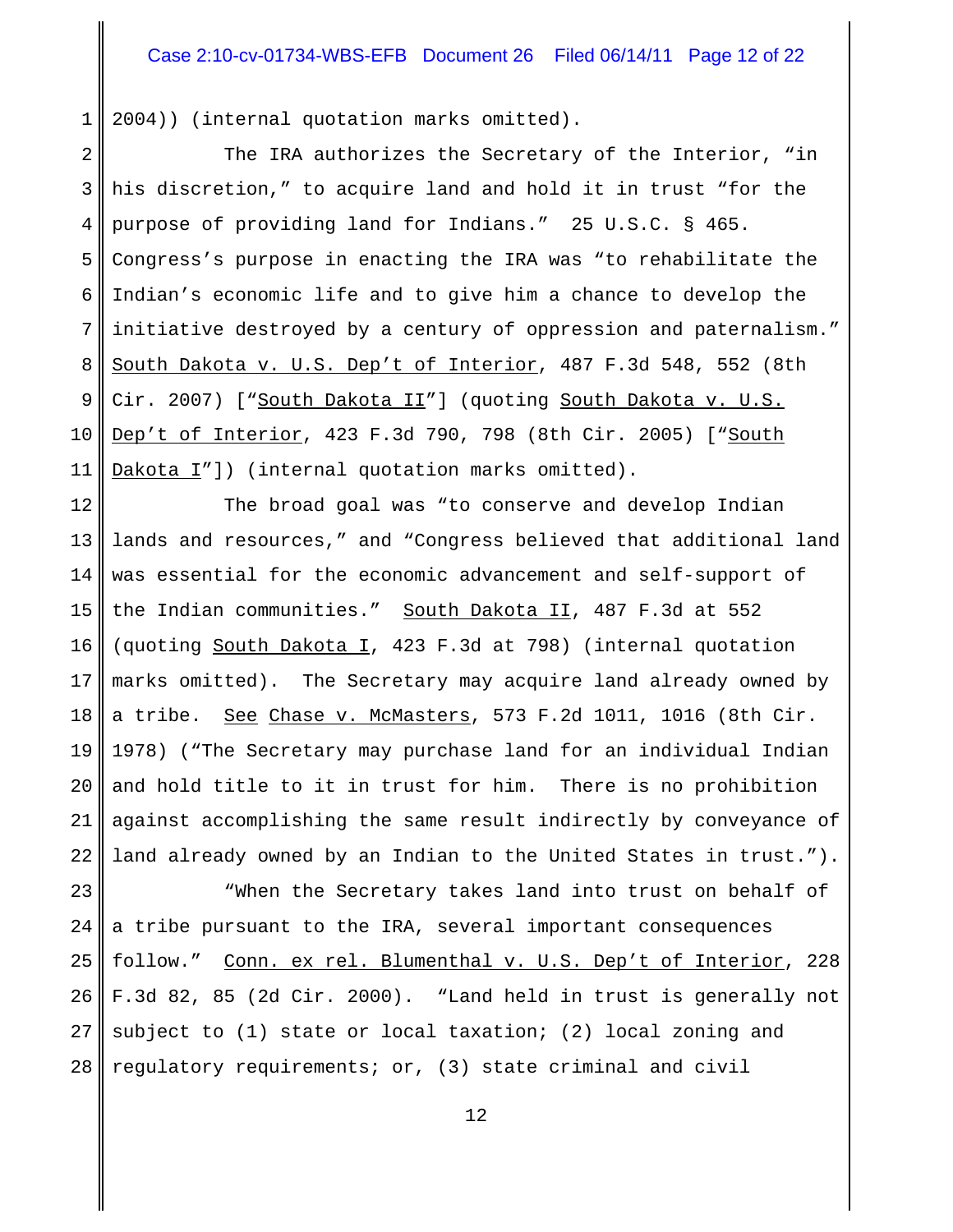2004)) (internal quotation marks omitted).

The IRA authorizes the Secretary of the Interior, "in his discretion," to acquire land and hold it in trust "for the purpose of providing land for Indians." 25 U.S.C. § 465. Congress's purpose in enacting the IRA was "to rehabilitate the Indian's economic life and to give him a chance to develop the initiative destroyed by a century of oppression and paternalism." South Dakota v. U.S. Dep't of Interior, 487 F.3d 548, 552 (8th Cir. 2007) ["South Dakota II"] (quoting South Dakota v. U.S. Dep't of Interior, 423 F.3d 790, 798 (8th Cir. 2005) ["South Dakota I"]) (internal quotation marks omitted).

The broad goal was "to conserve and develop Indian lands and resources," and "Congress believed that additional land was essential for the economic advancement and self-support of the Indian communities." South Dakota II, 487 F.3d at 552 (quoting South Dakota I, 423 F.3d at 798) (internal quotation marks omitted). The Secretary may acquire land already owned by a tribe. See Chase v. McMasters, 573 F.2d 1011, 1016 (8th Cir. 1978) ("The Secretary may purchase land for an individual Indian and hold title to it in trust for him. There is no prohibition against accomplishing the same result indirectly by conveyance of land already owned by an Indian to the United States in trust.").

"When the Secretary takes land into trust on behalf of a tribe pursuant to the IRA, several important consequences follow." Conn. ex rel. Blumenthal v. U.S. Dep't of Interior, 228 F.3d 82, 85 (2d Cir. 2000). "Land held in trust is generally not subject to (1) state or local taxation; (2) local zoning and regulatory requirements; or, (3) state criminal and civil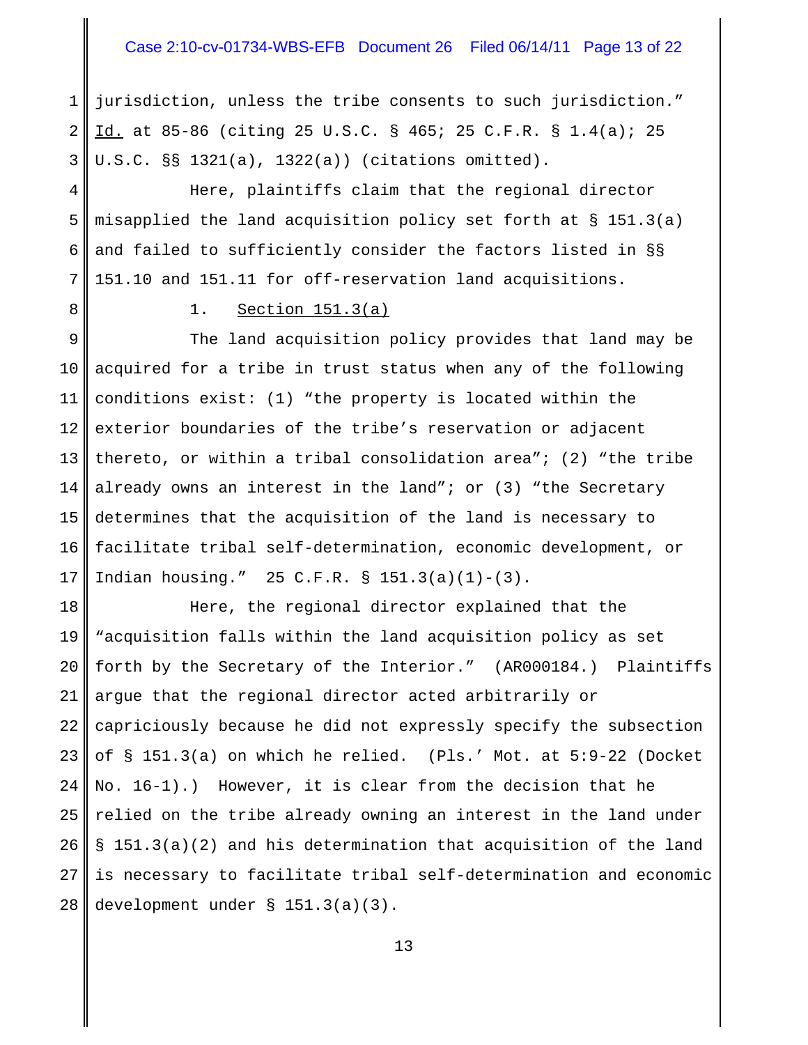jurisdiction, unless the tribe consents to such jurisdiction." Id. at 85-86 (citing 25 U.S.C. § 465; 25 C.F.R. § 1.4(a); 25 U.S.C. §§ 1321(a), 1322(a)) (citations omitted).

Here, plaintiffs claim that the regional director misapplied the land acquisition policy set forth at § 151.3(a) and failed to sufficiently consider the factors listed in §§ 151.10 and 151.11 for off-reservation land acquisitions.

1. Section 151.3(a)

The land acquisition policy provides that land may be acquired for a tribe in trust status when any of the following conditions exist: (1) "the property is located within the exterior boundaries of the tribe's reservation or adjacent thereto, or within a tribal consolidation area"; (2) "the tribe already owns an interest in the land"; or (3) "the Secretary determines that the acquisition of the land is necessary to facilitate tribal self-determination, economic development, or Indian housing." 25 C.F.R. § 151.3(a)(1)-(3).

Here, the regional director explained that the "acquisition falls within the land acquisition policy as set forth by the Secretary of the Interior." (AR000184.) Plaintiffs argue that the regional director acted arbitrarily or capriciously because he did not expressly specify the subsection of § 151.3(a) on which he relied. (Pls.' Mot. at 5:9-22 (Docket No. 16-1).) However, it is clear from the decision that he relied on the tribe already owning an interest in the land under § 151.3(a)(2) and his determination that acquisition of the land is necessary to facilitate tribal self-determination and economic development under § 151.3(a)(3).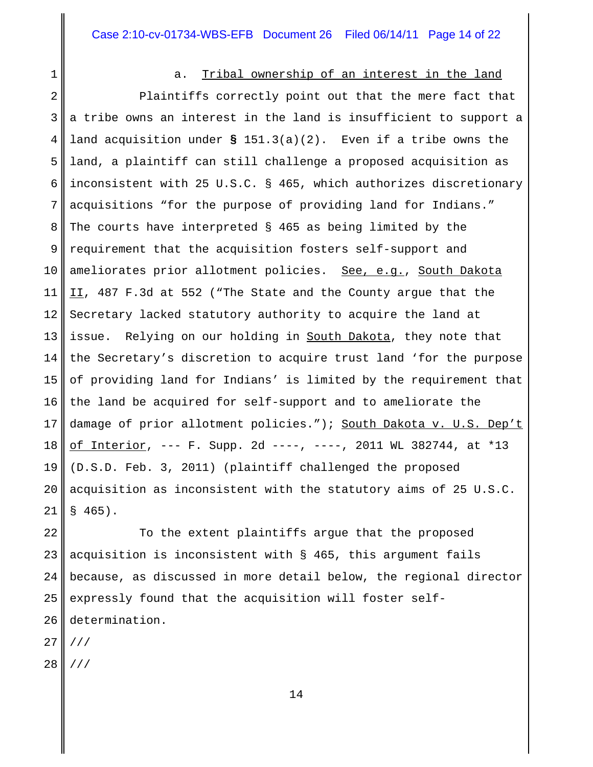a. Tribal ownership of an interest in the land

Plaintiffs correctly point out that the mere fact that a tribe owns an interest in the land is insufficient to support a land acquisition under § 151.3(a)(2). Even if a tribe owns the land, a plaintiff can still challenge a proposed acquisition as inconsistent with 25 U.S.C. § 465, which authorizes discretionary acquisitions "for the purpose of providing land for Indians." The courts have interpreted § 465 as being limited by the requirement that the acquisition fosters self-support and ameliorates prior allotment policies. See, e.g., South Dakota II, 487 F.3d at 552 ("The State and the County argue that the Secretary lacked statutory authority to acquire the land at issue. Relying on our holding in South Dakota, they note that the Secretary's discretion to acquire trust land 'for the purpose of providing land for Indians' is limited by the requirement that the land be acquired for self-support and to ameliorate the damage of prior allotment policies."); South Dakota v. U.S. Dep't of Interior, --- F. Supp. 2d ----, ----, 2011 WL 382744, at *13 (D.S.D. Feb. 3, 2011) (plaintiff challenged the proposed acquisition as inconsistent with the statutory aims of 25 U.S.C. § 465).

To the extent plaintiffs argue that the proposed acquisition is inconsistent with § 465, this argument fails because, as discussed in more detail below, the regional director expressly found that the acquisition will foster self-determination.

///

///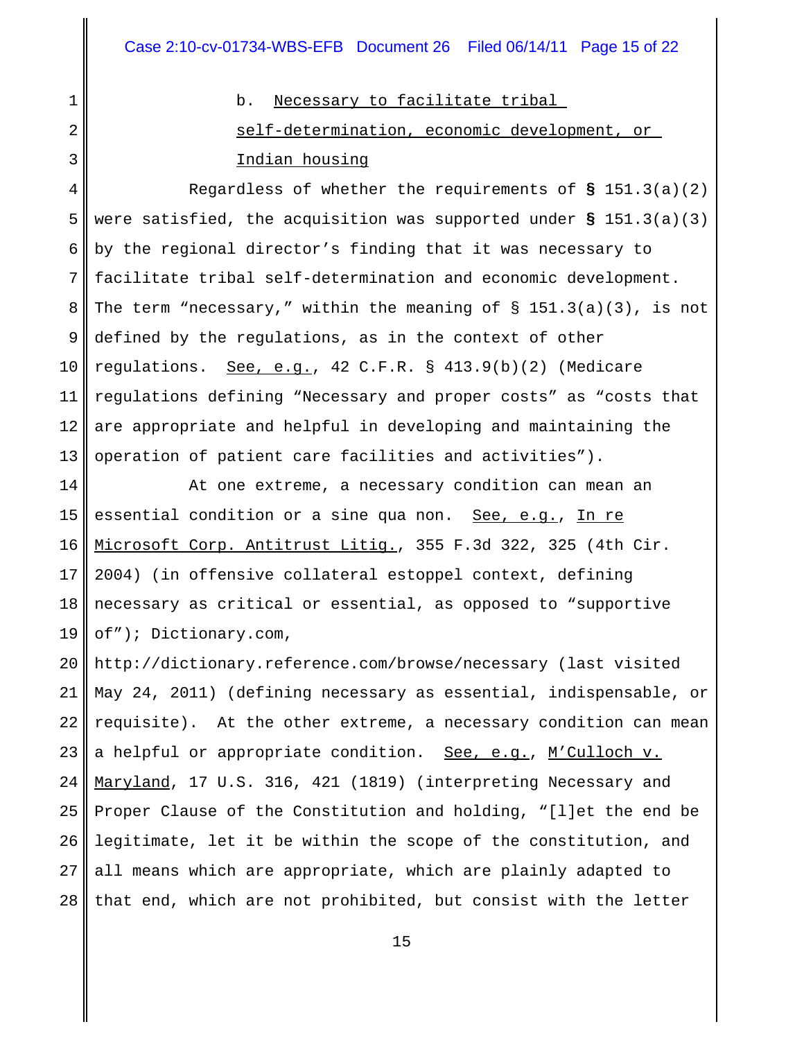b. Necessary to facilitate tribal self-determination, economic development, or Indian housing

Regardless of whether the requirements of **§** 151.3(a)(2) were satisfied, the acquisition was supported under **§** 151.3(a)(3) by the regional director's finding that it was necessary to facilitate tribal self-determination and economic development. The term "necessary," within the meaning of § 151.3(a)(3), is not defined by the regulations, as in the context of other regulations. See, e.g., 42 C.F.R. § 413.9(b)(2) (Medicare regulations defining "Necessary and proper costs" as "costs that are appropriate and helpful in developing and maintaining the operation of patient care facilities and activities").

At one extreme, a necessary condition can mean an essential condition or a sine qua non. See, e.g., In re Microsoft Corp. Antitrust Litig., 355 F.3d 322, 325 (4th Cir. 2004) (in offensive collateral estoppel context, defining necessary as critical or essential, as opposed to "supportive of"); Dictionary.com, http://dictionary.reference.com/browse/necessary (last visited May 24, 2011) (defining necessary as essential, indispensable, or requisite). At the other extreme, a necessary condition can mean a helpful or appropriate condition. See, e.g., M'Culloch v. Maryland, 17 U.S. 316, 421 (1819) (interpreting Necessary and Proper Clause of the Constitution and holding, "[l]et the end be legitimate, let it be within the scope of the constitution, and all means which are appropriate, which are plainly adapted to that end, which are not prohibited, but consist with the letter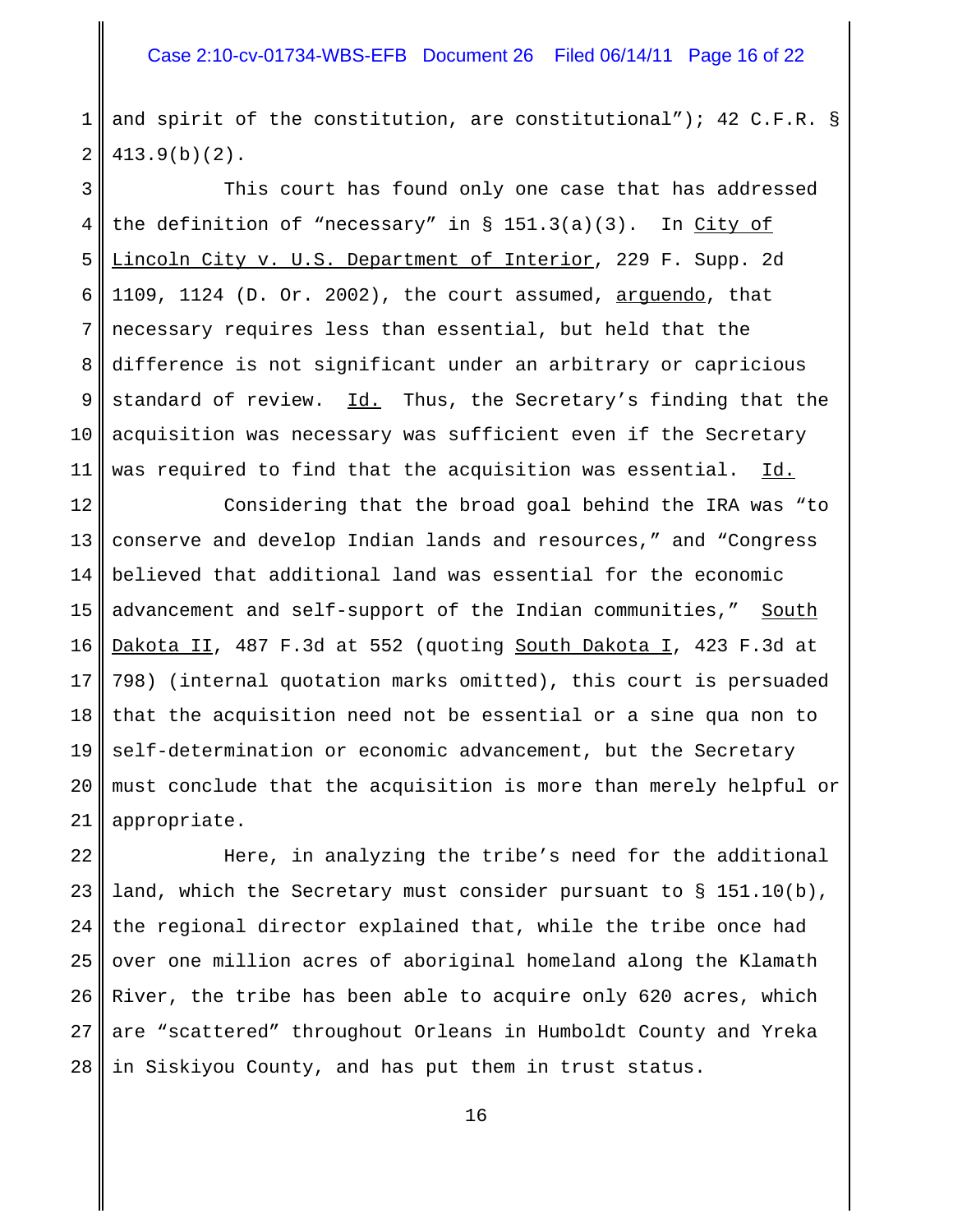and spirit of the constitution, are constitutional"); 42 C.F.R. § 413.9(b)(2).

This court has found only one case that has addressed the definition of "necessary" in § 151.3(a)(3). In City of Lincoln City v. U.S. Department of Interior, 229 F. Supp. 2d 1109, 1124 (D. Or. 2002), the court assumed, arguendo, that necessary requires less than essential, but held that the difference is not significant under an arbitrary or capricious standard of review. Id. Thus, the Secretary's finding that the acquisition was necessary was sufficient even if the Secretary was required to find that the acquisition was essential. Id.

Considering that the broad goal behind the IRA was "to conserve and develop Indian lands and resources," and "Congress believed that additional land was essential for the economic advancement and self-support of the Indian communities," South Dakota II, 487 F.3d at 552 (quoting South Dakota I, 423 F.3d at 798) (internal quotation marks omitted), this court is persuaded that the acquisition need not be essential or a sine qua non to self-determination or economic advancement, but the Secretary must conclude that the acquisition is more than merely helpful or appropriate.

Here, in analyzing the tribe's need for the additional land, which the Secretary must consider pursuant to § 151.10(b), the regional director explained that, while the tribe once had over one million acres of aboriginal homeland along the Klamath River, the tribe has been able to acquire only 620 acres, which are "scattered" throughout Orleans in Humboldt County and Yreka in Siskiyou County, and has put them in trust status.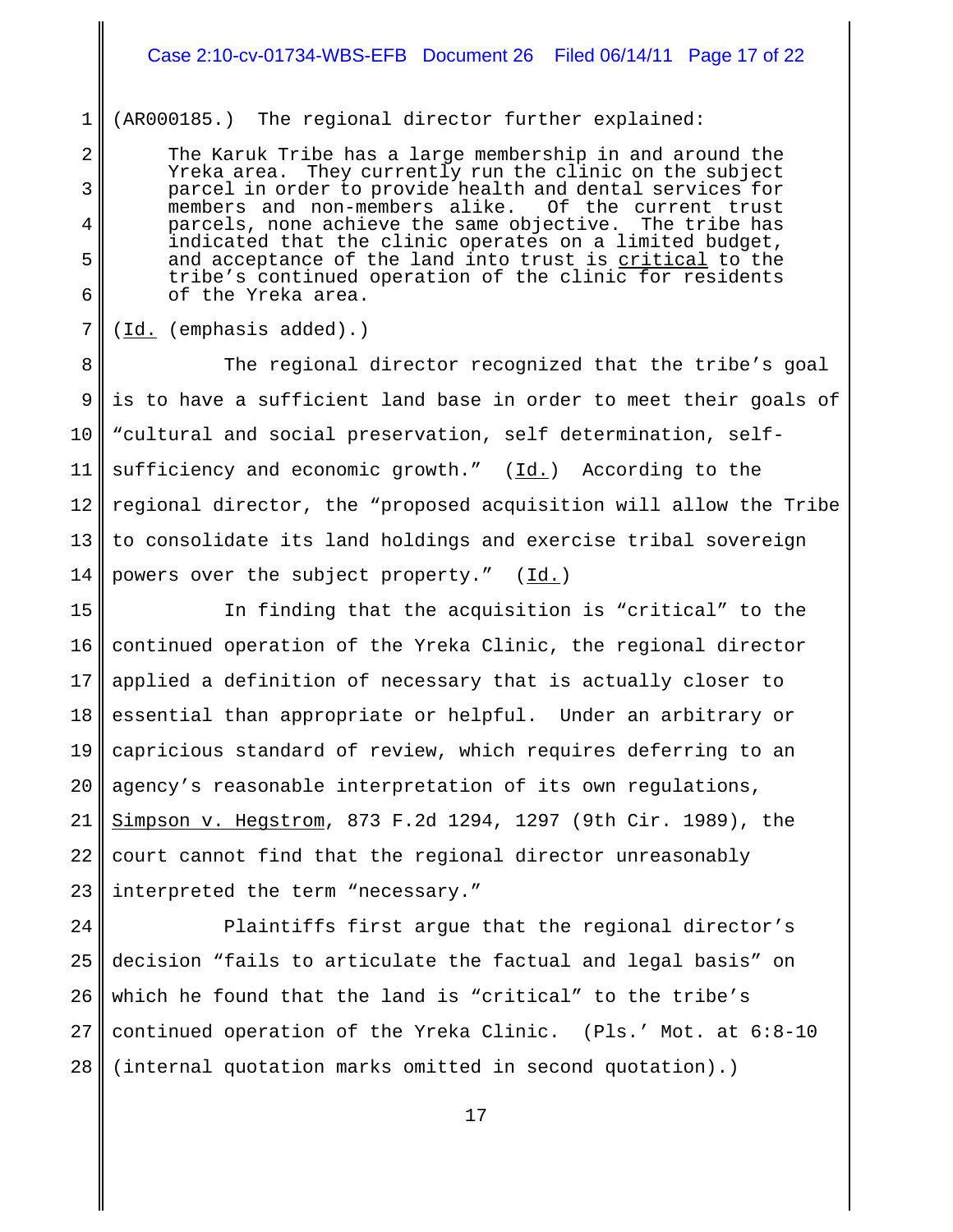(AR000185.) The regional director further explained:

> The Karuk Tribe has a large membership in and around the Yreka area. They currently run the clinic on the subject parcel in order to provide health and dental services for members and non-members alike. Of the current trust parcels, none achieve the same objective. The tribe has indicated that the clinic operates on a limited budget, and acceptance of the land into trust is <u>critical</u> to the tribe's continued operation of the clinic for residents of the Yreka area.

(<u>Id.</u> (emphasis added).)

The regional director recognized that the tribe's goal is to have a sufficient land base in order to meet their goals of "cultural and social preservation, self determination, self-sufficiency and economic growth." (<u>Id.</u>) According to the regional director, the "proposed acquisition will allow the Tribe to consolidate its land holdings and exercise tribal sovereign powers over the subject property." (<u>Id.</u>)

In finding that the acquisition is "critical" to the continued operation of the Yreka Clinic, the regional director applied a definition of necessary that is actually closer to essential than appropriate or helpful. Under an arbitrary or capricious standard of review, which requires deferring to an agency's reasonable interpretation of its own regulations, <u>Simpson v. Hegstrom</u>, 873 F.2d 1294, 1297 (9th Cir. 1989), the court cannot find that the regional director unreasonably interpreted the term "necessary."

Plaintiffs first argue that the regional director's decision "fails to articulate the factual and legal basis" on which he found that the land is "critical" to the tribe's continued operation of the Yreka Clinic. (Pls.' Mot. at 6:8-10 (internal quotation marks omitted in second quotation).)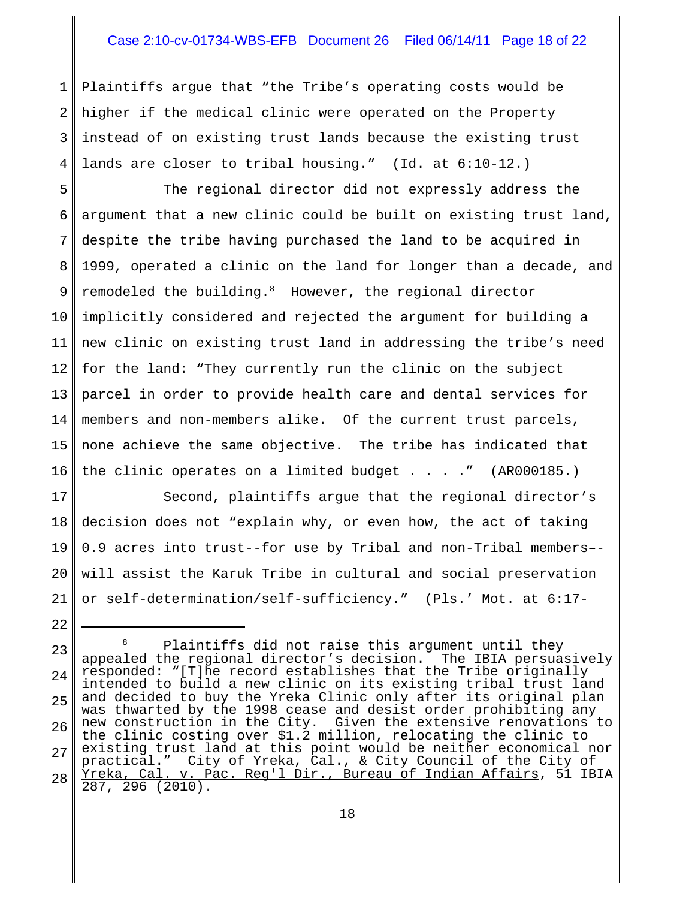Plaintiffs argue that "the Tribe's operating costs would be higher if the medical clinic were operated on the Property instead of on existing trust lands because the existing trust lands are closer to tribal housing." (Id. at 6:10-12.)

The regional director did not expressly address the argument that a new clinic could be built on existing trust land, despite the tribe having purchased the land to be acquired in 1999, operated a clinic on the land for longer than a decade, and remodeled the building.[8] However, the regional director implicitly considered and rejected the argument for building a new clinic on existing trust land in addressing the tribe's need for the land: "They currently run the clinic on the subject parcel in order to provide health care and dental services for members and non-members alike. Of the current trust parcels, none achieve the same objective. The tribe has indicated that the clinic operates on a limited budget . . . ." (AR000185.)

Second, plaintiffs argue that the regional director's decision does not "explain why, or even how, the act of taking 0.9 acres into trust--for use by Tribal and non-Tribal members–- will assist the Karuk Tribe in cultural and social preservation or self-determination/self-sufficiency." (Pls.' Mot. at 6:17-

---

[8] Plaintiffs did not raise this argument until they appealed the regional director's decision. The IBIA persuasively responded: "[T]he record establishes that the Tribe originally intended to build a new clinic on its existing tribal trust land and decided to buy the Yreka Clinic only after its original plan was thwarted by the 1998 cease and desist order prohibiting any new construction in the City. Given the extensive renovations to the clinic costing over $1.2 million, relocating the clinic to existing trust land at this point would be neither economical nor practical." City of Yreka, Cal., & City Council of the City of Yreka, Cal. v. Pac. Reg'l Dir., Bureau of Indian Affairs, 51 IBIA 287, 296 (2010).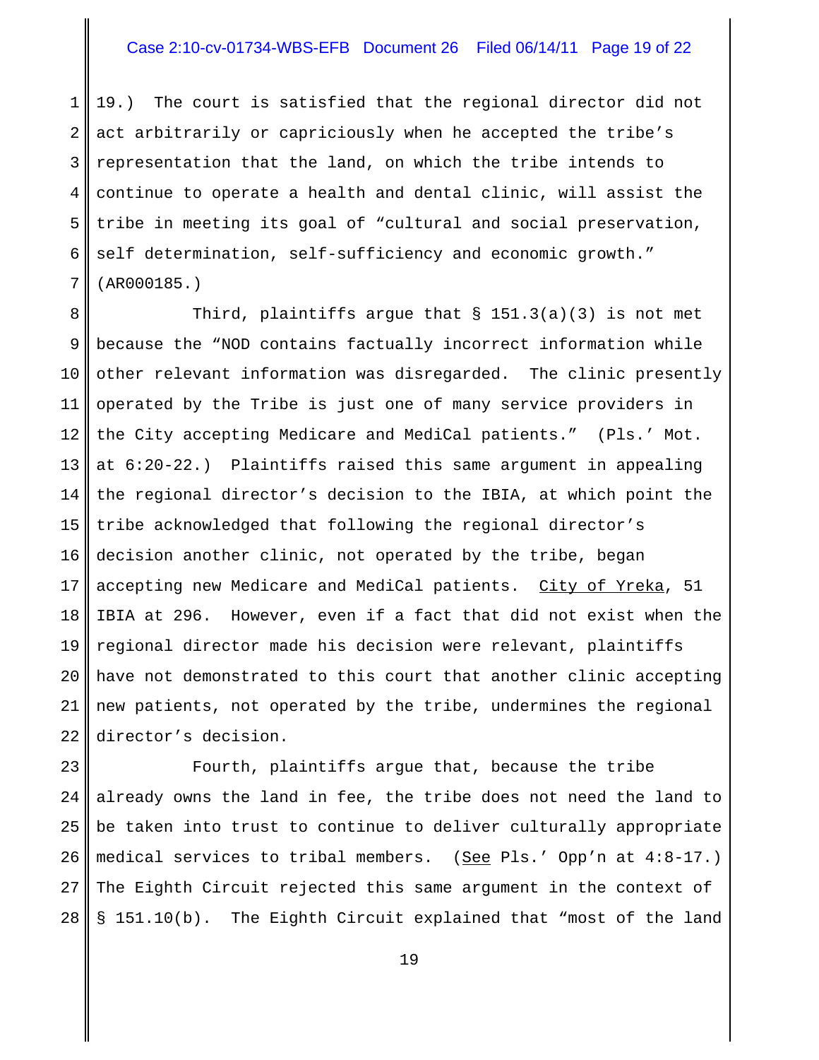19.) The court is satisfied that the regional director did not act arbitrarily or capriciously when he accepted the tribe's representation that the land, on which the tribe intends to continue to operate a health and dental clinic, will assist the tribe in meeting its goal of "cultural and social preservation, self determination, self-sufficiency and economic growth." (AR000185.)

Third, plaintiffs argue that § 151.3(a)(3) is not met because the "NOD contains factually incorrect information while other relevant information was disregarded. The clinic presently operated by the Tribe is just one of many service providers in the City accepting Medicare and MediCal patients." (Pls.' Mot. at 6:20-22.) Plaintiffs raised this same argument in appealing the regional director's decision to the IBIA, at which point the tribe acknowledged that following the regional director's decision another clinic, not operated by the tribe, began accepting new Medicare and MediCal patients. City of Yreka, 51 IBIA at 296. However, even if a fact that did not exist when the regional director made his decision were relevant, plaintiffs have not demonstrated to this court that another clinic accepting new patients, not operated by the tribe, undermines the regional director's decision.

Fourth, plaintiffs argue that, because the tribe already owns the land in fee, the tribe does not need the land to be taken into trust to continue to deliver culturally appropriate medical services to tribal members. (See Pls.' Opp'n at 4:8-17.) The Eighth Circuit rejected this same argument in the context of § 151.10(b). The Eighth Circuit explained that "most of the land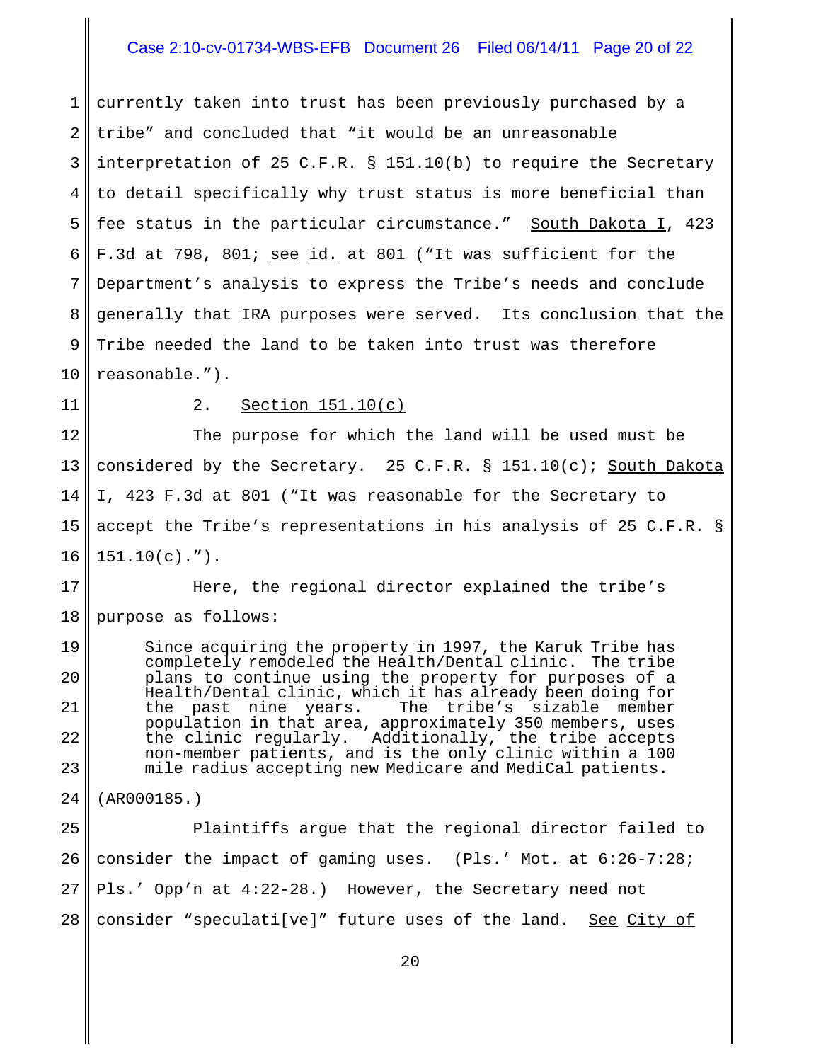currently taken into trust has been previously purchased by a tribe" and concluded that "it would be an unreasonable interpretation of 25 C.F.R. § 151.10(b) to require the Secretary to detail specifically why trust status is more beneficial than fee status in the particular circumstance." South Dakota I, 423 F.3d at 798, 801; see id. at 801 ("It was sufficient for the Department's analysis to express the Tribe's needs and conclude generally that IRA purposes were served. Its conclusion that the Tribe needed the land to be taken into trust was therefore reasonable.").

2. Section 151.10(c)

The purpose for which the land will be used must be considered by the Secretary. 25 C.F.R. § 151.10(c); South Dakota I, 423 F.3d at 801 ("It was reasonable for the Secretary to accept the Tribe's representations in his analysis of 25 C.F.R. § 151.10(c).").

Here, the regional director explained the tribe's purpose as follows:

> Since acquiring the property in 1997, the Karuk Tribe has completely remodeled the Health/Dental clinic. The tribe plans to continue using the property for purposes of a Health/Dental clinic, which it has already been doing for the past nine years. The tribe's sizable member population in that area, approximately 350 members, uses the clinic regularly. Additionally, the tribe accepts non-member patients, and is the only clinic within a 100 mile radius accepting new Medicare and MediCal patients.

(AR000185.)

Plaintiffs argue that the regional director failed to consider the impact of gaming uses. (Pls.' Mot. at 6:26-7:28; Pls.' Opp'n at 4:22-28.) However, the Secretary need not consider "speculati[ve]" future uses of the land. See City of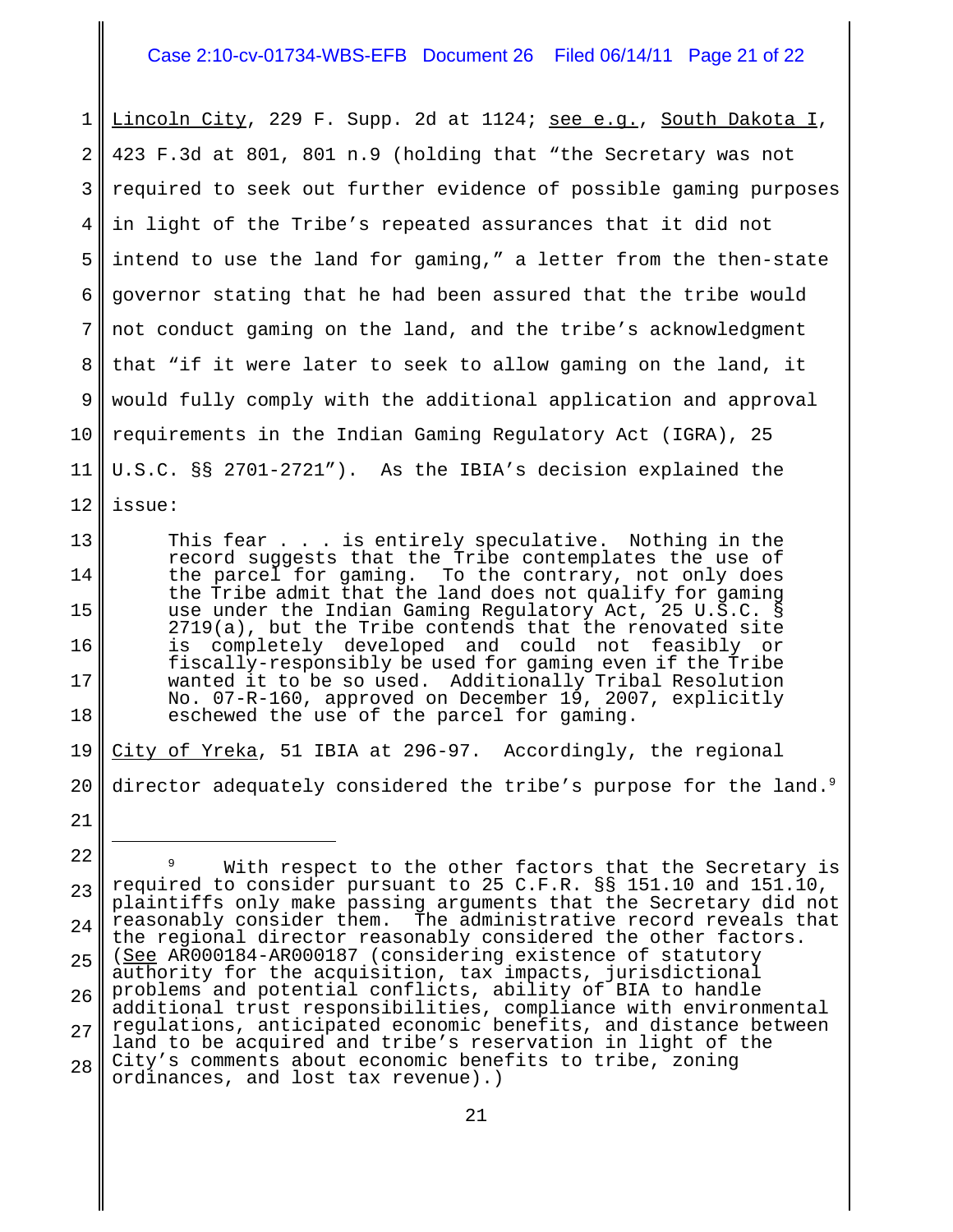Lincoln City, 229 F. Supp. 2d at 1124; see e.g., South Dakota I, 423 F.3d at 801, 801 n.9 (holding that "the Secretary was not required to seek out further evidence of possible gaming purposes in light of the Tribe's repeated assurances that it did not intend to use the land for gaming," a letter from the then-state governor stating that he had been assured that the tribe would not conduct gaming on the land, and the tribe's acknowledgment that "if it were later to seek to allow gaming on the land, it would fully comply with the additional application and approval requirements in the Indian Gaming Regulatory Act (IGRA), 25 U.S.C. §§ 2701-2721"). As the IBIA's decision explained the issue:

> This fear . . . is entirely speculative. Nothing in the record suggests that the Tribe contemplates the use of the parcel for gaming. To the contrary, not only does the Tribe admit that the land does not qualify for gaming use under the Indian Gaming Regulatory Act, 25 U.S.C. § 2719(a), but the Tribe contends that the renovated site is completely developed and could not feasibly or fiscally-responsibly be used for gaming even if the Tribe wanted it to be so used. Additionally Tribal Resolution No. 07-R-160, approved on December 19, 2007, explicitly eschewed the use of the parcel for gaming.

City of Yreka, 51 IBIA at 296-97. Accordingly, the regional director adequately considered the tribe's purpose for the land.[9]

---

[9] With respect to the other factors that the Secretary is required to consider pursuant to 25 C.F.R. §§ 151.10 and 151.10, plaintiffs only make passing arguments that the Secretary did not reasonably consider them. The administrative record reveals that the regional director reasonably considered the other factors. (See AR000184-AR000187 (considering existence of statutory authority for the acquisition, tax impacts, jurisdictional problems and potential conflicts, ability of BIA to handle additional trust responsibilities, compliance with environmental regulations, anticipated economic benefits, and distance between land to be acquired and tribe's reservation in light of the City's comments about economic benefits to tribe, zoning ordinances, and lost tax revenue).)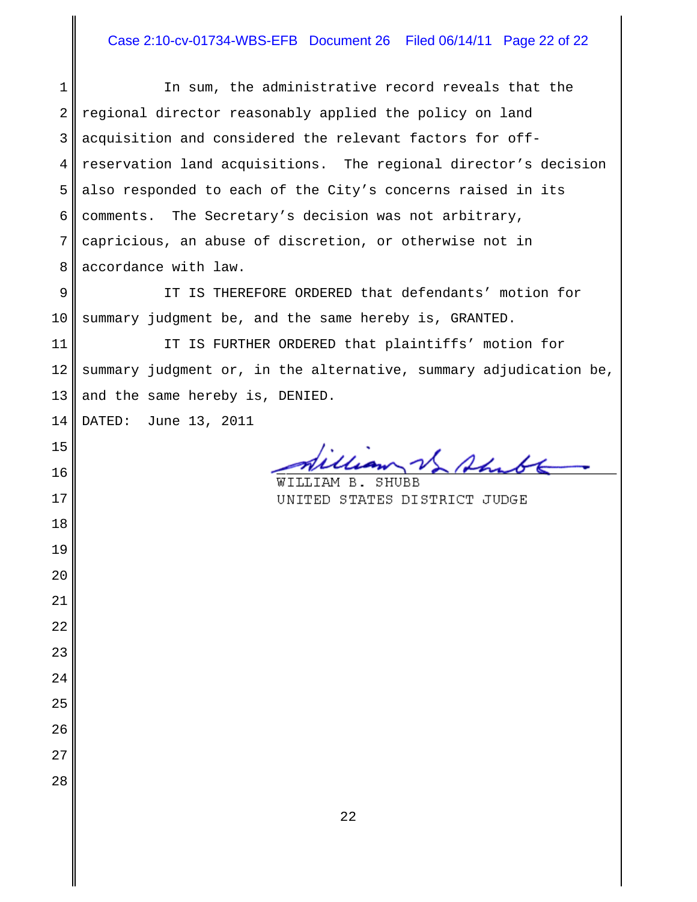In sum, the administrative record reveals that the regional director reasonably applied the policy on land acquisition and considered the relevant factors for off-reservation land acquisitions. The regional director's decision also responded to each of the City's concerns raised in its comments. The Secretary's decision was not arbitrary, capricious, an abuse of discretion, or otherwise not in accordance with law.

IT IS THEREFORE ORDERED that defendants' motion for summary judgment be, and the same hereby is, GRANTED.

IT IS FURTHER ORDERED that plaintiffs' motion for summary judgment or, in the alternative, summary adjudication be, and the same hereby is, DENIED.

DATED: June 13, 2011

WILLIAM B. SHUBB
UNITED STATES DISTRICT JUDGE